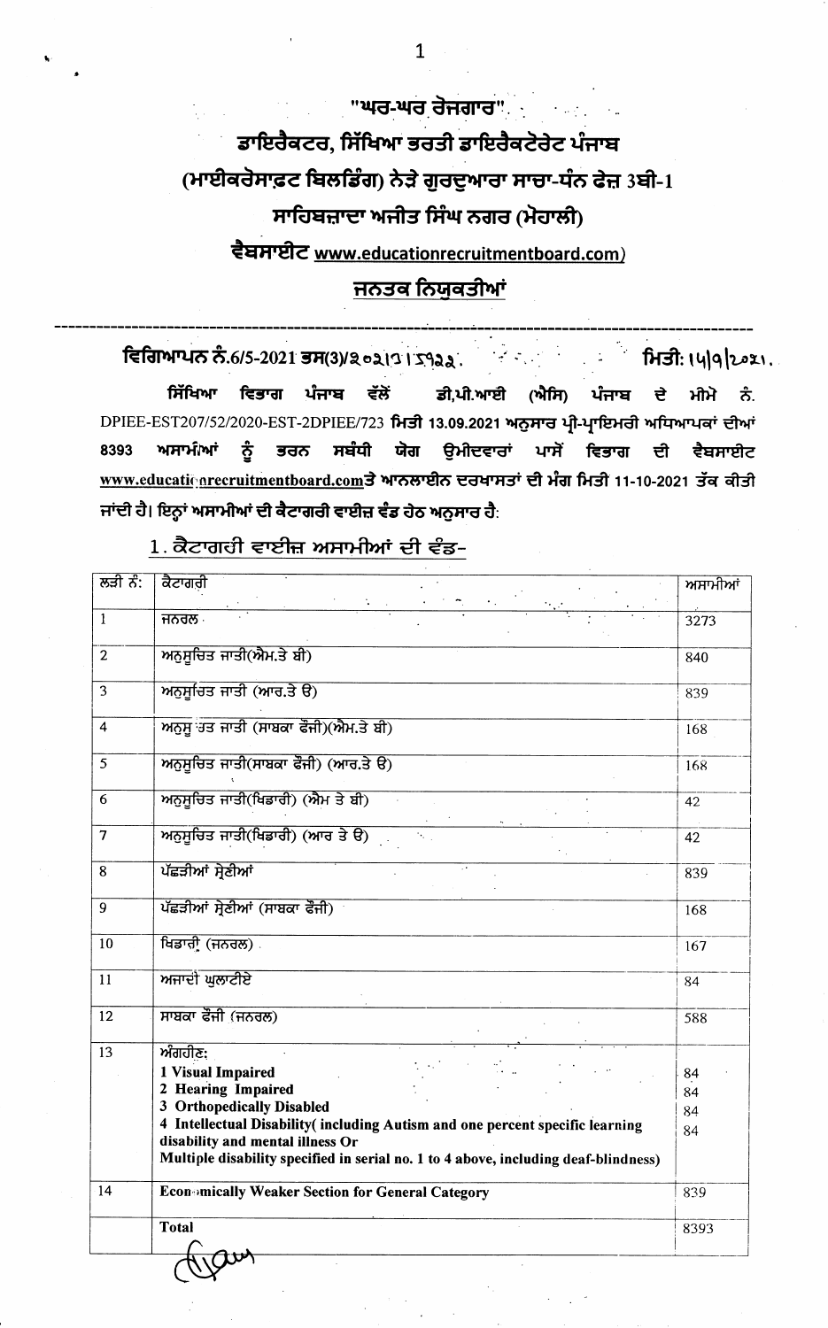# "ਘਰ-ਘਰ ਰੋਜਗਾਰ"

# ਡਾਇਰੈਕਟਰ, ਸਿੱਖਿਆ ਭਰਤੀ ਡਾਇਰੈਕਟੋਰੇਟ ਪੰਜਾਬ

## (ਮਾਈਕਰੋਸਾਫ਼ਟ ਬਿਲਡਿੰਗ) ਨੇੜੇ ਗੁਰਦੁਆਰਾ ਸਾਚਾ-ਧੰਨ ਫੇਜ਼ 3ਬੀ-1

## ਸਾਹਿਬਜ਼ਾਦਾ ਅਜੀਤ ਸਿੰਘ ਨਗਰ (ਮੋਹਾਲੀ)

## ਵੈਬਸਾਈਟ www.educationrecruitmentboard.com)

## ਜਨਤਕ ਨਿਯੁਕਤੀਆਂ

---

**ਵਿਗਿਆਪਨ ਨੰ.6/5-2021 ਭਸ(3)/੨੦੨੧/੧੫੧੨੨.** **ਮਿਤੀ: ੧੫/੧/੨੦੨੧.**

**ਸਿੱਖਿਆ ਵਿਭਾਗ ਪੰਜਾਬ ਵੱਲੋਂ ਡੀ.ਪੀ.ਆਈ (ਐਸਿ) ਪੰਜਾਬ ਦੇ ਮੀਮੋ ਨੰ.** DPIEE-EST207/52/2020-EST-2DPIEE/723 **ਮਿਤੀ 13.09.2021 ਅਨੁਸਾਰ ਪ੍ਰੀ-ਪ੍ਰਾਇਮਰੀ ਅਧਿਆਪਕਾਂ ਦੀਆਂ 8393 ਅਸਾਮੀਆਂ ਨੂੰ ਭਰਨ ਸਬੰਧੀ ਯੋਗ ਉਮੀਦਵਾਰਾਂ ਪਾਸੋਂ ਵਿਭਾਗ ਦੀ ਵੈਬਸਾਈਟ** www.educationrecruitmentboard.com**ਤੇ ਆਨਲਾਈਨ ਦਰਖਾਸਤਾਂ ਦੀ ਮੰਗ ਮਿਤੀ 11-10-2021 ਤੱਕ ਕੀਤੀ ਜਾਂਦੀ ਹੈ। ਇਨ੍ਹਾਂ ਅਸਾਮੀਆਂ ਦੀ ਕੈਟਾਗਰੀ ਵਾਈਜ਼ ਵੰਡ ਹੇਠ ਅਨੁਸਾਰ ਹੈ:**

## 1. ਕੈਟਾਗਰੀ ਵਾਈਜ਼ ਅਸਾਮੀਆਂ ਦੀ ਵੰਡ-

| ਲੜੀ ਨੰ: | ਕੈਟਾਗਰੀ | ਅਸਾਮੀਆਂ |
|---|---|---|
| 1 | ਜਨਰਲ | 3273 |
| 2 | ਅਨੁਸੂਚਿਤ ਜਾਤੀ(ਐਮ.ਤੇ ਬੀ) | 840 |
| 3 | ਅਨੁਸੂਚਿਤ ਜਾਤੀ (ਆਰ.ਤੇ ੳ) | 839 |
| 4 | ਅਨੁਸੂਚਿਤ ਜਾਤੀ (ਸਾਬਕਾ ਫੌਜੀ)(ਐਮ.ਤੇ ਬੀ) | 168 |
| 5 | ਅਨੁਸੂਚਿਤ ਜਾਤੀ(ਸਾਬਕਾ ਫੌਜੀ) (ਆਰ.ਤੇ ੳ) | 168 |
| 6 | ਅਨੁਸੂਚਿਤ ਜਾਤੀ(ਖਿਡਾਰੀ) (ਐਮ ਤੇ ਬੀ) | 42 |
| 7 | ਅਨੁਸੂਚਿਤ ਜਾਤੀ(ਖਿਡਾਰੀ) (ਆਰ ਤੇ ੳ) | 42 |
| 8 | ਪੱਛੜੀਆਂ ਸ਼੍ਰੇਣੀਆਂ | 839 |
| 9 | ਪੱਛੜੀਆਂ ਸ਼੍ਰੇਣੀਆਂ (ਸਾਬਕਾ ਫੌਜੀ) | 168 |
| 10 | ਖਿਡਾਰੀ (ਜਨਰਲ) | 167 |
| 11 | ਅਜਾਦੀ ਘੁਲਾਟੀਏ | 84 |
| 12 | ਸਾਬਕਾ ਫੌਜੀ (ਜਨਰਲ) | 588 |
| 13 | ਅੰਗਹੀਣ:<br>**1 Visual Impaired**<br>**2 Hearing Impaired**<br>**3 Orthopedically Disabled**<br>**4 Intellectual Disability( including Autism and one percent specific learning disability and mental illness Or Multiple disability specified in serial no. 1 to 4 above, including deaf-blindness)** | <br>84<br>84<br>84<br>84 |
| 14 | **Economically Weaker Section for General Category** | 839 |
| | **Total** | 8393 |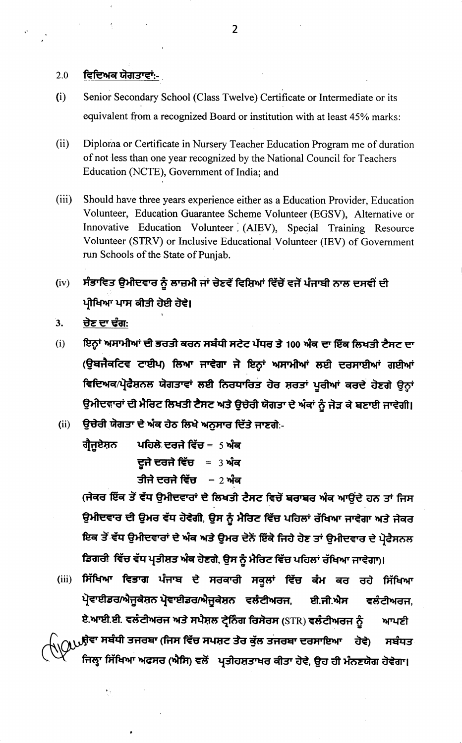2.0 **ਵਿਦਿਅਕ ਯੋਗਤਾਵਾਂ:-**

(i) Senior Secondary School (Class Twelve) Certificate or Intermediate or its equivalent from a recognized Board or institution with at least 45% marks:

(ii) Diploma or Certificate in Nursery Teacher Education Program me of duration of not less than one year recognized by the National Council for Teachers Education (NCTE), Government of India; and

(iii) Should have three years experience either as a Education Provider, Education Volunteer, Education Guarantee Scheme Volunteer (EGSV), Alternative or Innovative Education Volunteer (AIEV), Special Training Resource Volunteer (STRV) or Inclusive Educational Volunteer (IEV) of Government run Schools of the State of Punjab.

(iv) ਸੰਭਾਵਿਤ ਉਮੀਦਵਾਰ ਨੂੰ ਲਾਜ਼ਮੀ ਜਾਂ ਚੋਣਵੇਂ ਵਿਸ਼ਿਆਂ ਵਿੱਚੋਂ ਵਜੋਂ ਪੰਜਾਬੀ ਨਾਲ ਦਸਵੀਂ ਦੀ ਪ੍ਰੀਖਿਆ ਪਾਸ ਕੀਤੀ ਹੋਈ ਹੋਵੇ।

3. **ਚੋਣ ਦਾ ਢੰਗ:**

(i) ਇਨ੍ਹਾਂ ਅਸਾਮੀਆਂ ਦੀ ਭਰਤੀ ਕਰਨ ਸਬੰਧੀ ਸਟੇਟ ਪੱਧਰ ਤੇ 100 ਅੰਕ ਦਾ ਇੱਕ ਲਿਖਤੀ ਟੈਸਟ ਦਾ (ਉਬਜੈਕਟਿਵ ਟਾਈਪ) ਲਿਆ ਜਾਵੇਗਾ ਜੋ ਇਨ੍ਹਾਂ ਅਸਾਮੀਆਂ ਲਈ ਦਰਸਾਈਆਂ ਗਈਆਂ ਵਿਦਿਅਕ/ਪ੍ਰੋਫੈਸ਼ਨਲ ਯੋਗਤਾਵਾਂ ਲਈ ਨਿਰਧਾਰਿਤ ਹੋਰ ਸ਼ਰਤਾਂ ਪੂਰੀਆਂ ਕਰਦੇ ਹੋਣਗੇ ਉਨ੍ਹਾਂ ਉਮੀਦਵਾਰਾਂ ਦੀ ਮੈਰਿਟ ਲਿਖਤੀ ਟੈਸਟ ਅਤੇ ਉਚੇਰੀ ਯੋਗਤਾ ਦੇ ਅੰਕਾਂ ਨੂੰ ਜੋੜ ਕੇ ਬਣਾਈ ਜਾਵੇਗੀ।

(ii) ਉਚੇਰੀ ਯੋਗਤਾ ਦੇ ਅੰਕ ਹੇਠ ਲਿਖੇ ਅਨੁਸਾਰ ਦਿੱਤੇ ਜਾਣਗੇ:-

ਗ੍ਰੈਜੂਏਸ਼ਨ ਪਹਿਲੇ ਦਰਜੇ ਵਿੱਚ = 5 ਅੰਕ
ਦੂਜੇ ਦਰਜੇ ਵਿੱਚ = 3 ਅੰਕ
ਤੀਜੇ ਦਰਜੇ ਵਿੱਚ = 2 ਅੰਕ

(ਜੇਕਰ ਇੱਕ ਤੋਂ ਵੱਧ ਉਮੀਦਵਾਰਾਂ ਦੇ ਲਿਖਤੀ ਟੈਸਟ ਵਿਚੋਂ ਬਰਾਬਰ ਅੰਕ ਆਉਂਦੇ ਹਨ ਤਾਂ ਜਿਸ ਉਮੀਦਵਾਰ ਦੀ ਉਮਰ ਵੱਧ ਹੋਵੇਗੀ, ਉਸ ਨੂੰ ਮੈਰਿਟ ਵਿੱਚ ਪਹਿਲਾਂ ਰੱਖਿਆ ਜਾਵੇਗਾ ਅਤੇ ਜੇਕਰ ਇਕ ਤੋਂ ਵੱਧ ਉਮੀਦਵਾਰਾਂ ਦੇ ਅੰਕ ਅਤੇ ਉਮਰ ਦੋਨੋਂ ਇੱਕੋ ਜਿਹੇ ਹੋਣ ਤਾਂ ਉਮੀਦਵਾਰ ਦੇ ਪ੍ਰੋਫੈਸਨਲ ਡਿਗਰੀ ਵਿੱਚ ਵੱਧ ਪ੍ਰਤੀਸ਼ਤ ਅੰਕ ਹੋਣਗੇ, ਉਸ ਨੂੰ ਮੈਰਿਟ ਵਿੱਚ ਪਹਿਲਾਂ ਰੱਖਿਆ ਜਾਵੇਗਾ)।

(iii) ਸਿੱਖਿਆ ਵਿਭਾਗ ਪੰਜਾਬ ਦੇ ਸਰਕਾਰੀ ਸਕੂਲਾਂ ਵਿੱਚ ਕੰਮ ਕਰ ਰਹੇ ਸਿੱਖਿਆ ਪ੍ਰੋਵਾਈਡਰ/ਐਜੂਕੇਸ਼ਨ ਪ੍ਰੋਵਾਈਡਰ/ਐਜੂਕੇਸ਼ਨ ਵਲੰਟੀਅਰਜ, ਈ.ਜੀ.ਐਸ ਵਲੰਟੀਅਰਜ, ਏ.ਆਈ.ਈ. ਵਲੰਟੀਅਰਜ ਅਤੇ ਸਪੈਸ਼ਲ ਟ੍ਰੇਨਿੰਗ ਰਿਸੋਰਸ (STR) ਵਲੰਟੀਅਰਜ ਨੂੰ ਆਪਣੀ ਸੇਵਾ ਸਬੰਧੀ ਤਜਰਬਾ (ਜਿਸ ਵਿੱਚ ਸਪਸ਼ਟ ਤੌਰ ਕੁੱਲ ਤਜਰਬਾ ਦਰਸਾਇਆ ਹੋਵੇ) ਸਬੰਧਤ ਜਿਲ੍ਹਾ ਸਿੱਖਿਆ ਅਫਸਰ (ਐਸਿ) ਵਲੋਂ ਪ੍ਰਤੀਹਸ਼ਤਾਖਰ ਕੀਤਾ ਹੋਵੇ, ਉਹ ਹੀ ਮੰਨਣਯੋਗ ਹੋਵੇਗਾ।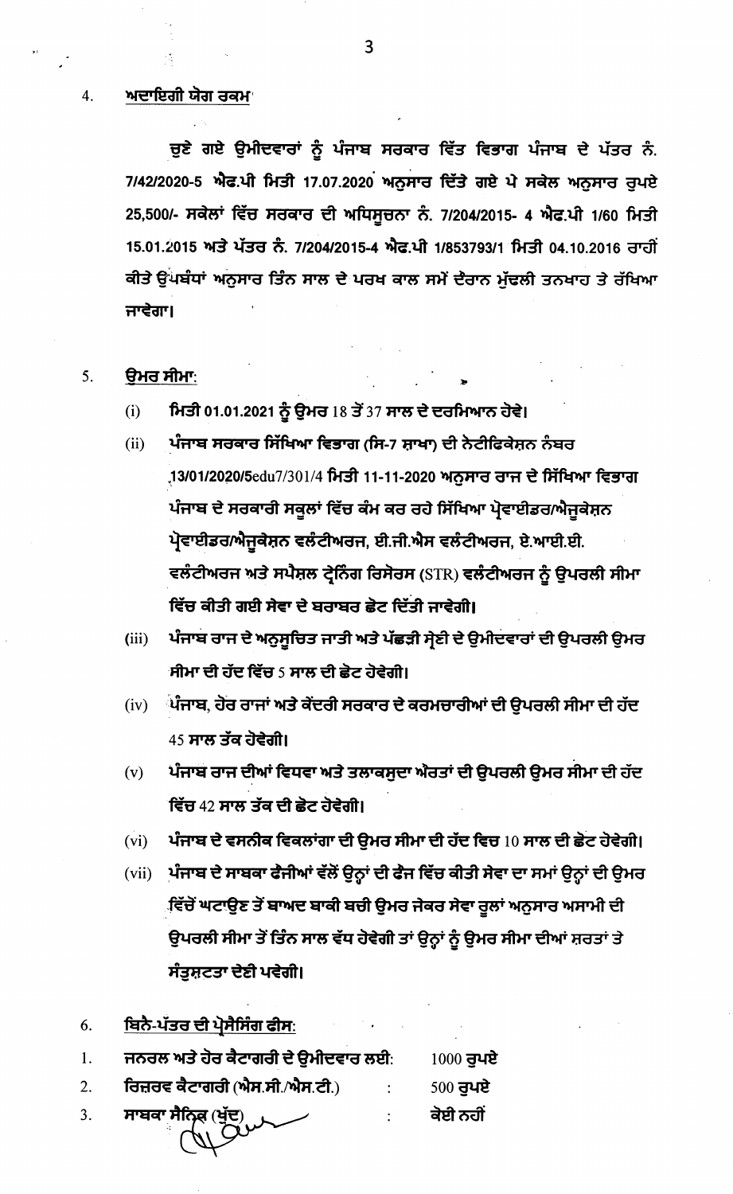4. **ਅਦਾਇਗੀ ਯੋਗ ਰਕਮ**

ਚੁਣੇ ਗਏ ਉਮੀਦਵਾਰਾਂ ਨੂੰ ਪੰਜਾਬ ਸਰਕਾਰ ਵਿੱਤ ਵਿਭਾਗ ਪੰਜਾਬ ਦੇ ਪੱਤਰ ਨੰ. 7/42/2020-5 ਐਫ.ਪੀ ਮਿਤੀ 17.07.2020 ਅਨੁਸਾਰ ਦਿੱਤੇ ਗਏ ਪੇ ਸਕੇਲ ਅਨੁਸਾਰ ਰੁਪਏ 25,500/- ਸਕੇਲਾਂ ਵਿੱਚ ਸਰਕਾਰ ਦੀ ਅਧਿਸੂਚਨਾ ਨੰ. 7/204/2015- 4 ਐਫ.ਪੀ 1/60 ਮਿਤੀ 15.01.2015 ਅਤੇ ਪੱਤਰ ਨੰ. 7/204/2015-4 ਐਫ.ਪੀ 1/853793/1 ਮਿਤੀ 04.10.2016 ਰਾਹੀਂ ਕੀਤੇ ਉਪਬੰਧਾਂ ਅਨੁਸਾਰ ਤਿੰਨ ਸਾਲ ਦੇ ਪਰਖ ਕਾਲ ਸਮੇਂ ਦੌਰਾਨ ਮੁੱਢਲੀ ਤਨਖਾਹ ਤੇ ਰੱਖਿਆ ਜਾਵੇਗਾ।

5. **ਉਮਰ ਸੀਮਾ:**

(i) ਮਿਤੀ 01.01.2021 ਨੂੰ ਉਮਰ 18 ਤੋਂ 37 ਸਾਲ ਦੇ ਦਰਮਿਆਨ ਹੋਵੇ।

(ii) ਪੰਜਾਬ ਸਰਕਾਰ ਸਿੱਖਿਆ ਵਿਭਾਗ (ਸਿ-7 ਸ਼ਾਖਾ) ਦੀ ਨੋਟੀਫਿਕੇਸ਼ਨ ਨੰਬਰ 13/01/2020/5edu7/301/4 ਮਿਤੀ 11-11-2020 ਅਨੁਸਾਰ ਰਾਜ ਦੇ ਸਿੱਖਿਆ ਵਿਭਾਗ ਪੰਜਾਬ ਦੇ ਸਰਕਾਰੀ ਸਕੂਲਾਂ ਵਿੱਚ ਕੰਮ ਕਰ ਰਹੇ ਸਿੱਖਿਆ ਪ੍ਰੋਵਾਈਡਰ/ਐਜੂਕੇਸ਼ਨ ਪ੍ਰੋਵਾਈਡਰ/ਐਜੂਕੇਸ਼ਨ ਵਲੰਟੀਅਰਜ, ਈ.ਜੀ.ਐਸ ਵਲੰਟੀਅਰਜ, ਏ.ਆਈ.ਈ. ਵਲੰਟੀਅਰਜ ਅਤੇ ਸਪੈਸ਼ਲ ਟ੍ਰੇਨਿੰਗ ਰਿਸੋਰਸ (STR) ਵਲੰਟੀਅਰਜ ਨੂੰ ਉਪਰਲੀ ਸੀਮਾ ਵਿੱਚ ਕੀਤੀ ਗਈ ਸੇਵਾ ਦੇ ਬਰਾਬਰ ਛੋਟ ਦਿੱਤੀ ਜਾਵੇਗੀ।

(iii) ਪੰਜਾਬ ਰਾਜ ਦੇ ਅਨੁਸੂਚਿਤ ਜਾਤੀ ਅਤੇ ਪੱਛੜੀ ਸ੍ਰੇਣੀ ਦੇ ਉਮੀਦਵਾਰਾਂ ਦੀ ਉਪਰਲੀ ਉਮਰ ਸੀਮਾ ਦੀ ਹੱਦ ਵਿੱਚ 5 ਸਾਲ ਦੀ ਛੋਟ ਹੋਵੇਗੀ।

(iv) ਪੰਜਾਬ, ਹੋਰ ਰਾਜਾਂ ਅਤੇ ਕੇਂਦਰੀ ਸਰਕਾਰ ਦੇ ਕਰਮਚਾਰੀਆਂ ਦੀ ਉਪਰਲੀ ਸੀਮਾ ਦੀ ਹੱਦ 45 ਸਾਲ ਤੱਕ ਹੋਵੇਗੀ।

(v) ਪੰਜਾਬ ਰਾਜ ਦੀਆਂ ਵਿਧਵਾ ਅਤੇ ਤਲਾਕਸ਼ੁਦਾ ਔਰਤਾਂ ਦੀ ਉਪਰਲੀ ਉਮਰ ਸੀਮਾ ਦੀ ਹੱਦ ਵਿੱਚ 42 ਸਾਲ ਤੱਕ ਦੀ ਛੋਟ ਹੋਵੇਗੀ।

(vi) ਪੰਜਾਬ ਦੇ ਵਸਨੀਕ ਵਿਕਲਾਂਗਾ ਦੀ ਉਮਰ ਸੀਮਾ ਦੀ ਹੱਦ ਵਿਚ 10 ਸਾਲ ਦੀ ਛੋਟ ਹੋਵੇਗੀ।

(vii) ਪੰਜਾਬ ਦੇ ਸਾਬਕਾ ਫੌਜੀਆਂ ਵੱਲੋਂ ਉਨ੍ਹਾਂ ਦੀ ਫੌਜ ਵਿੱਚ ਕੀਤੀ ਸੇਵਾ ਦਾ ਸਮਾਂ ਉਨ੍ਹਾਂ ਦੀ ਉਮਰ ਵਿੱਚੋਂ ਘਟਾਉਣ ਤੋਂ ਬਾਅਦ ਬਾਕੀ ਬਚੀ ਉਮਰ ਜੇਕਰ ਸੇਵਾ ਰੂਲਾਂ ਅਨੁਸਾਰ ਅਸਾਮੀ ਦੀ ਉਪਰਲੀ ਸੀਮਾ ਤੋਂ ਤਿੰਨ ਸਾਲ ਵੱਧ ਹੋਵੇਗੀ ਤਾਂ ਉਨ੍ਹਾਂ ਨੂੰ ਉਮਰ ਸੀਮਾ ਦੀਆਂ ਸ਼ਰਤਾਂ ਤੇ ਸੰਤੁਸ਼ਟਤਾ ਦੇਣੀ ਪਵੇਗੀ।

6. **ਬਿਨੈ-ਪੱਤਰ ਦੀ ਪ੍ਰੋਸੈਸਿੰਗ ਫੀਸ:**

| | | |
|---|---|---|
| 1. | ਜਨਰਲ ਅਤੇ ਹੋਰ ਕੈਟਾਗਰੀ ਦੇ ਉਮੀਦਵਾਰ ਲਈ: | 1000 ਰੁਪਏ |
| 2. | ਰਿਜ਼ਰਵ ਕੈਟਾਗਰੀ (ਐਸ.ਸੀ./ਐਸ.ਟੀ.) : | 500 ਰੁਪਏ |
| 3. | ਸਾਬਕਾ ਸੈਨਿਕ (ਖੁੱਦ) : | ਕੋਈ ਨਹੀਂ |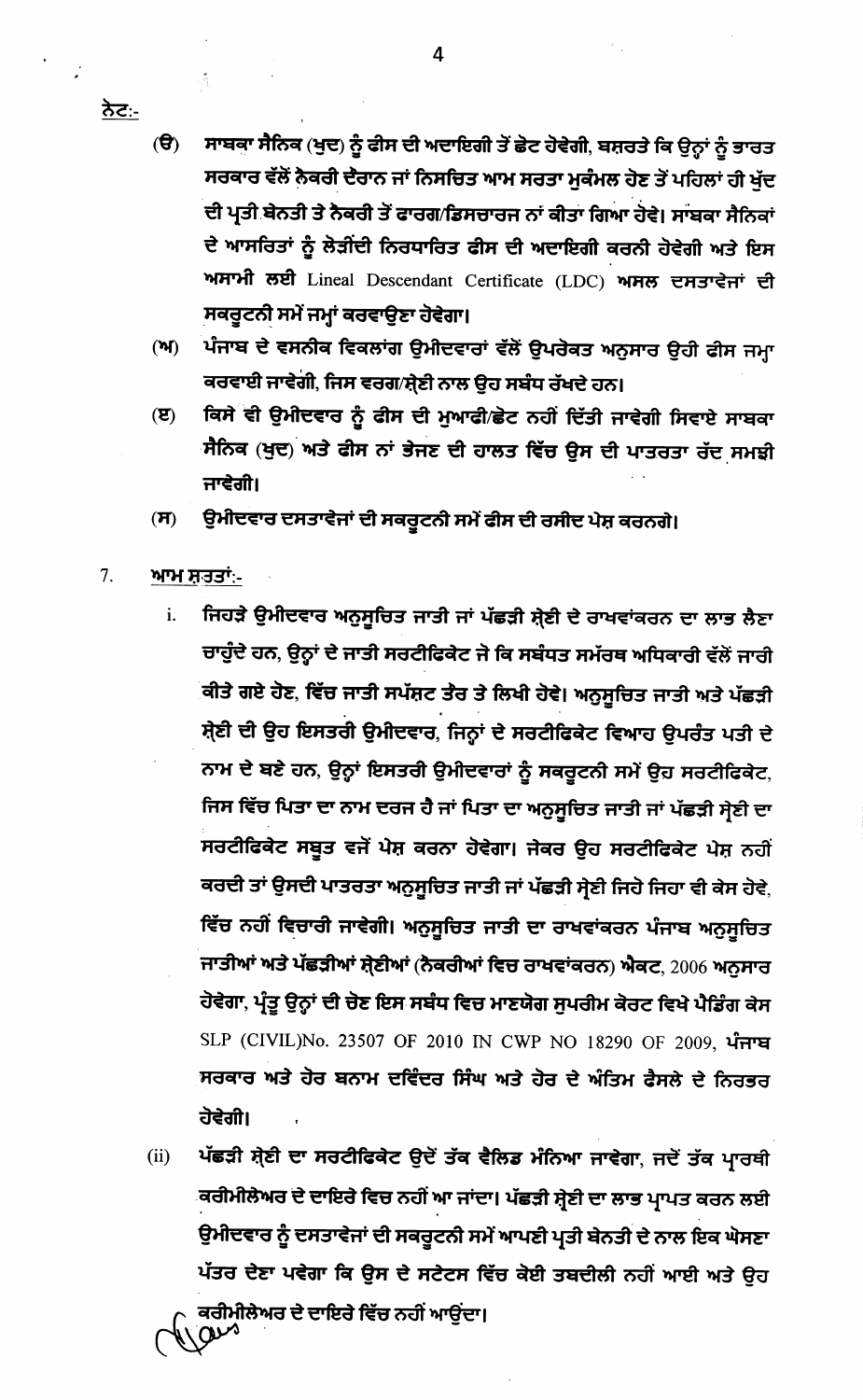ਨੋਟ:-

(ੳ) ਸਾਬਕਾ ਸੈਨਿਕ (ਖੁਦ) ਨੂੰ ਫੀਸ ਦੀ ਅਦਾਇਗੀ ਤੋਂ ਛੋਟ ਹੋਵੇਗੀ, ਬਸ਼ਰਤੇ ਕਿ ਉਨ੍ਹਾਂ ਨੂੰ ਭਾਰਤ ਸਰਕਾਰ ਵੱਲੋਂ ਨੌਕਰੀ ਦੌਰਾਨ ਜਾਂ ਨਿਸ਼ਚਿਤ ਆਮ ਸ਼ਰਤਾ ਮੁਕੰਮਲ ਹੋਣ ਤੋਂ ਪਹਿਲਾਂ ਹੀ ਖੁੱਦ ਦੀ ਪ੍ਰਤੀ ਬੇਨਤੀ ਤੇ ਨੌਕਰੀ ਤੋਂ ਫਾਰਗ/ਡਿਸਚਾਰਜ ਨਾਂ ਕੀਤਾ ਗਿਆ ਹੋਵੇ। ਸਾਬਕਾ ਸੈਨਿਕਾਂ ਦੇ ਆਸ਼ਰਿਤਾਂ ਨੂੰ ਲੋੜੀਂਦੀ ਨਿਰਧਾਰਿਤ ਫੀਸ ਦੀ ਅਦਾਇਗੀ ਕਰਨੀ ਹੋਵੇਗੀ ਅਤੇ ਇਸ ਅਸਾਮੀ ਲਈ Lineal Descendant Certificate (LDC) ਅਸਲ ਦਸਤਾਵੇਜਾਂ ਦੀ ਸਕਰੂਟਨੀ ਸਮੇਂ ਜਮ੍ਹਾਂ ਕਰਵਾਉਣਾ ਹੋਵੇਗਾ।

(ਅ) ਪੰਜਾਬ ਦੇ ਵਸਨੀਕ ਵਿਕਲਾਂਗ ਉਮੀਦਵਾਰਾਂ ਵੱਲੋਂ ਉਪਰੋਕਤ ਅਨੁਸਾਰ ਉਹੀ ਫੀਸ ਜਮ੍ਹਾਂ ਕਰਵਾਈ ਜਾਵੇਗੀ, ਜਿਸ ਵਰਗ/ਸ਼੍ਰੇਣੀ ਨਾਲ ਉਹ ਸਬੰਧ ਰੱਖਦੇ ਹਨ।

(ੲ) ਕਿਸੇ ਵੀ ਉਮੀਦਵਾਰ ਨੂੰ ਫੀਸ ਦੀ ਮੁਆਫੀ/ਛੋਟ ਨਹੀਂ ਦਿੱਤੀ ਜਾਵੇਗੀ ਸਿਵਾਏ ਸਾਬਕਾ ਸੈਨਿਕ (ਖੁਦ) ਅਤੇ ਫੀਸ ਨਾਂ ਭੇਜਣ ਦੀ ਹਾਲਤ ਵਿੱਚ ਉਸ ਦੀ ਪਾਤਰਤਾ ਰੱਦ ਸਮਝੀ ਜਾਵੇਗੀ।

(ਸ) ਉਮੀਦਵਾਰ ਦਸਤਾਵੇਜਾਂ ਦੀ ਸਕਰੂਟਨੀ ਸਮੇਂ ਫੀਸ ਦੀ ਰਸੀਦ ਪੇਸ਼ ਕਰਨਗੇ।

7. ਆਮ ਸ਼ਰਤਾਂ:-

i. ਜਿਹੜੇ ਉਮੀਦਵਾਰ ਅਨੁਸੂਚਿਤ ਜਾਤੀ ਜਾਂ ਪੱਛੜੀ ਸ਼੍ਰੇਣੀ ਦੇ ਰਾਖਵਾਂਕਰਨ ਦਾ ਲਾਭ ਲੈਣਾ ਚਾਹੁੰਦੇ ਹਨ, ਉਨ੍ਹਾਂ ਦੇ ਜਾਤੀ ਸਰਟੀਫਿਕੇਟ ਜੋ ਕਿ ਸਬੰਧਤ ਸਮੱਰਥ ਅਧਿਕਾਰੀ ਵੱਲੋਂ ਜਾਰੀ ਕੀਤੇ ਗਏ ਹੋਣ, ਵਿੱਚ ਜਾਤੀ ਸਪੱਸ਼ਟ ਤੌਰ ਤੇ ਲਿਖੀ ਹੋਵੇ। ਅਨੁਸੂਚਿਤ ਜਾਤੀ ਅਤੇ ਪੱਛੜੀ ਸ਼੍ਰੇਣੀ ਦੀ ਉਹ ਇਸਤਰੀ ਉਮੀਦਵਾਰ, ਜਿਨ੍ਹਾਂ ਦੇ ਸਰਟੀਫਿਕੇਟ ਵਿਆਹ ਉਪਰੰਤ ਪਤੀ ਦੇ ਨਾਮ ਦੇ ਬਣੇ ਹਨ, ਉਨ੍ਹਾਂ ਇਸਤਰੀ ਉਮੀਦਵਾਰਾਂ ਨੂੰ ਸਕਰੂਟਨੀ ਸਮੇਂ ਉਹ ਸਰਟੀਫਿਕੇਟ, ਜਿਸ ਵਿੱਚ ਪਿਤਾ ਦਾ ਨਾਮ ਦਰਜ ਹੈ ਜਾਂ ਪਿਤਾ ਦਾ ਅਨੁਸੂਚਿਤ ਜਾਤੀ ਜਾਂ ਪੱਛੜੀ ਸ਼੍ਰੇਣੀ ਦਾ ਸਰਟੀਫਿਕੇਟ ਸਬੂਤ ਵਜੋਂ ਪੇਸ਼ ਕਰਨਾ ਹੋਵੇਗਾ। ਜੇਕਰ ਉਹ ਸਰਟੀਫਿਕੇਟ ਪੇਸ਼ ਨਹੀਂ ਕਰਦੀ ਤਾਂ ਉਸਦੀ ਪਾਤਰਤਾ ਅਨੁਸੂਚਿਤ ਜਾਤੀ ਜਾਂ ਪੱਛੜੀ ਸ਼੍ਰੇਣੀ ਜਿਹੋ ਜਿਹਾ ਵੀ ਕੇਸ ਹੋਵੇ, ਵਿੱਚ ਨਹੀਂ ਵਿਚਾਰੀ ਜਾਵੇਗੀ। ਅਨੁਸੂਚਿਤ ਜਾਤੀ ਦਾ ਰਾਖਵਾਂਕਰਨ ਪੰਜਾਬ ਅਨੁਸੂਚਿਤ ਜਾਤੀਆਂ ਅਤੇ ਪੱਛੜੀਆਂ ਸ਼੍ਰੇਣੀਆਂ (ਨੌਕਰੀਆਂ ਵਿਚ ਰਾਖਵਾਂਕਰਨ) ਐਕਟ, 2006 ਅਨੁਸਾਰ ਹੋਵੇਗਾ, ਪ੍ਰੰਤੂ ਉਨ੍ਹਾਂ ਦੀ ਚੋਣ ਇਸ ਸਬੰਧ ਵਿਚ ਮਾਣਯੋਗ ਸੁਪਰੀਮ ਕੋਰਟ ਵਿਖੇ ਪੈਡਿੰਗ ਕੇਸ SLP (CIVIL)No. 23507 OF 2010 IN CWP NO 18290 OF 2009, ਪੰਜਾਬ ਸਰਕਾਰ ਅਤੇ ਹੋਰ ਬਨਾਮ ਦਵਿੰਦਰ ਸਿੰਘ ਅਤੇ ਹੋਰ ਦੇ ਅੰਤਿਮ ਫੈਸਲੇ ਦੇ ਨਿਰਭਰ ਹੋਵੇਗੀ।

(ii) ਪੱਛੜੀ ਸ਼੍ਰੇਣੀ ਦਾ ਸਰਟੀਫਿਕੇਟ ਉਦੋਂ ਤੱਕ ਵੈਲਿਡ ਮੰਨਿਆ ਜਾਵੇਗਾ, ਜਦੋਂ ਤੱਕ ਪ੍ਰਾਰਥੀ ਕਰੀਮੀਲੇਅਰ ਦੇ ਦਾਇਰੇ ਵਿਚ ਨਹੀਂ ਆ ਜਾਂਦਾ। ਪੱਛੜੀ ਸ਼੍ਰੇਣੀ ਦਾ ਲਾਭ ਪ੍ਰਾਪਤ ਕਰਨ ਲਈ ਉਮੀਦਵਾਰ ਨੂੰ ਦਸਤਾਵੇਜਾਂ ਦੀ ਸਕਰੂਟਨੀ ਸਮੇਂ ਆਪਣੀ ਪ੍ਰਤੀ ਬੇਨਤੀ ਦੇ ਨਾਲ ਇਕ ਘੋਸ਼ਣਾ ਪੱਤਰ ਦੇਣਾ ਪਵੇਗਾ ਕਿ ਉਸ ਦੇ ਸਟੇਟਸ ਵਿੱਚ ਕੋਈ ਤਬਦੀਲੀ ਨਹੀਂ ਆਈ ਅਤੇ ਉਹ ਕਰੀਮੀਲੇਅਰ ਦੇ ਦਾਇਰੇ ਵਿੱਚ ਨਹੀਂ ਆਉਂਦਾ।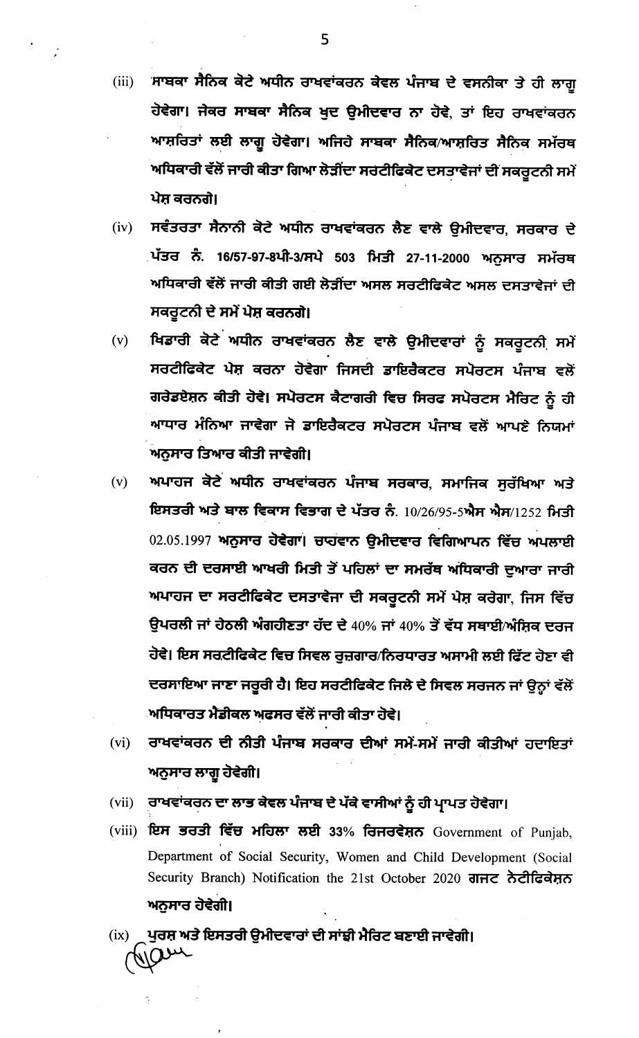(iii) ਸਾਬਕਾ ਸੈਨਿਕ ਕੋਟੇ ਅਧੀਨ ਰਾਖਵਾਂਕਰਨ ਕੇਵਲ ਪੰਜਾਬ ਦੇ ਵਸਨੀਕਾ ਤੇ ਹੀ ਲਾਗੂ ਹੋਵੇਗਾ। ਜੇਕਰ ਸਾਬਕਾ ਸੈਨਿਕ ਖੁਦ ਉਮੀਦਵਾਰ ਨਾ ਹੋਵੇ, ਤਾਂ ਇਹ ਰਾਖਵਾਂਕਰਨ ਆਸ਼ਰਿਤਾਂ ਲਈ ਲਾਗੂ ਹੋਵੇਗਾ। ਅਜਿਹੇ ਸਾਬਕਾ ਸੈਨਿਕ/ਆਸ਼ਰਿਤ ਸੈਨਿਕ ਸਮੱਰਥ ਅਧਿਕਾਰੀ ਵੱਲੋਂ ਜਾਰੀ ਕੀਤਾ ਗਿਆ ਲੋੜੀਂਦਾ ਸਰਟੀਫਿਕੇਟ ਦਸਤਾਵੇਜਾਂ ਦੀ ਸਕਰੂਟਨੀ ਸਮੇਂ ਪੇਸ਼ ਕਰਨਗੇ।

(iv) ਸਵੰਤਰਤਾ ਸੈਨਾਨੀ ਕੋਟੇ ਅਧੀਨ ਰਾਖਵਾਂਕਰਨ ਲੈਣ ਵਾਲੇ ਉਮੀਦਵਾਰ, ਸਰਕਾਰ ਦੇ ਪੱਤਰ ਨੰ. 16/57-97-8ਪੀ-3/ਸਪੇ 503 ਮਿਤੀ 27-11-2000 ਅਨੁਸਾਰ ਸਮੱਰਥ ਅਧਿਕਾਰੀ ਵੱਲੋਂ ਜਾਰੀ ਕੀਤੀ ਗਈ ਲੋੜੀਂਦਾ ਅਸਲ ਸਰਟੀਫਿਕੇਟ ਅਸਲ ਦਸਤਾਵੇਜਾਂ ਦੀ ਸਕਰੂਟਨੀ ਦੇ ਸਮੇਂ ਪੇਸ਼ ਕਰਨਗੇ।

(v) ਖਿਡਾਰੀ ਕੋਟੇ ਅਧੀਨ ਰਾਖਵਾਂਕਰਨ ਲੈਣ ਵਾਲੇ ਉਮੀਦਵਾਰਾਂ ਨੂੰ ਸਕਰੂਟਨੀ ਸਮੇਂ ਸਰਟੀਫਿਕੇਟ ਪੇਸ਼ ਕਰਨਾ ਹੋਵੇਗਾ ਜਿਸਦੀ ਡਾਇਰੈਕਟਰ ਸਪੋਰਟਸ ਪੰਜਾਬ ਵਲੋਂ ਗਰੇਡਏਸ਼ਨ ਕੀਤੀ ਹੋਵੇ। ਸਪੋਰਟਸ ਕੈਟਾਗਰੀ ਵਿਚ ਸਿਰਫ ਸਪੋਰਟਸ ਮੈਰਿਟ ਨੂੰ ਹੀ ਆਧਾਰ ਮੰਨਿਆ ਜਾਵੇਗਾ ਜੋ ਡਾਇਰੈਕਟਰ ਸਪੋਰਟਸ ਪੰਜਾਬ ਵਲੋਂ ਆਪਣੇ ਨਿਯਮਾਂ ਅਨੁਸਾਰ ਤਿਆਰ ਕੀਤੀ ਜਾਵੇਗੀ।

(v) ਅਪਾਹਜ ਕੋਟੇ ਅਧੀਨ ਰਾਖਵਾਂਕਰਨ ਪੰਜਾਬ ਸਰਕਾਰ, ਸਮਾਜਿਕ ਸੁਰੱਖਿਆ ਅਤੇ ਇਸਤਰੀ ਅਤੇ ਬਾਲ ਵਿਕਾਸ ਵਿਭਾਗ ਦੇ ਪੱਤਰ ਨੰ. 10/26/95-5ਐਸ ਐਸ/1252 ਮਿਤੀ 02.05.1997 ਅਨੁਸਾਰ ਹੋਵੇਗਾ। ਚਾਹਵਾਨ ਉਮੀਦਵਾਰ ਵਿਗਿਆਪਨ ਵਿੱਚ ਅਪਲਾਈ ਕਰਨ ਦੀ ਦਰਸਾਈ ਆਖਰੀ ਮਿਤੀ ਤੋਂ ਪਹਿਲਾਂ ਦਾ ਸਮਰੱਥ ਅਧਿਕਾਰੀ ਦੁਆਰਾ ਜਾਰੀ ਅਪਾਹਜ ਦਾ ਸਰਟੀਫਿਕੇਟ ਦਸਤਾਵੇਜਾ ਦੀ ਸਕਰੂਟਨੀ ਸਮੇਂ ਪੇਸ਼ ਕਰੇਗਾ, ਜਿਸ ਵਿੱਚ ਉਪਰਲੀ ਜਾਂ ਹੇਠਲੀ ਅੰਗਹੀਣਤਾ ਹੱਦ ਦੇ 40% ਜਾਂ 40% ਤੋਂ ਵੱਧ ਸਥਾਈ/ਅੰਸ਼ਿਕ ਦਰਜ ਹੋਵੇ। ਇਸ ਸਰਟੀਫਿਕੇਟ ਵਿਚ ਸਿਵਲ ਰੁਜ਼ਗਾਰ/ਨਿਰਧਾਰਤ ਅਸਾਮੀ ਲਈ ਫਿੱਟ ਹੋਣਾ ਵੀ ਦਰਸਾਇਆ ਜਾਣਾ ਜਰੂਰੀ ਹੈ। ਇਹ ਸਰਟੀਫਿਕੇਟ ਜਿਲੇ ਦੇ ਸਿਵਲ ਸਰਜਨ ਜਾਂ ਉਨ੍ਹਾਂ ਵੱਲੋਂ ਅਧਿਕਾਰਤ ਮੈਡੀਕਲ ਅਫਸਰ ਵੱਲੋਂ ਜਾਰੀ ਕੀਤਾ ਹੋਵੇ।

(vi) ਰਾਖਵਾਂਕਰਨ ਦੀ ਨੀਤੀ ਪੰਜਾਬ ਸਰਕਾਰ ਦੀਆਂ ਸਮੇਂ-ਸਮੇਂ ਜਾਰੀ ਕੀਤੀਆਂ ਹਦਾਇਤਾਂ ਅਨੁਸਾਰ ਲਾਗੂ ਹੋਵੇਗੀ।

(vii) ਰਾਖਵਾਂਕਰਨ ਦਾ ਲਾਭ ਕੇਵਲ ਪੰਜਾਬ ਦੇ ਪੱਕੇ ਵਾਸੀਆਂ ਨੂੰ ਹੀ ਪ੍ਰਾਪਤ ਹੋਵੇਗਾ।

(viii) ਇਸ ਭਰਤੀ ਵਿੱਚ ਮਹਿਲਾ ਲਈ 33% ਰਿਜਰਵੇਸ਼ਨ Government of Punjab, Department of Social Security, Women and Child Development (Social Security Branch) Notification the 21st October 2020 ਗਜਟ ਨੋਟੀਫਿਕੇਸ਼ਨ ਅਨੁਸਾਰ ਹੋਵੇਗੀ।

(ix) ਪੁਰਸ਼ ਅਤੇ ਇਸਤਰੀ ਉਮੀਦਵਾਰਾਂ ਦੀ ਸਾਂਝੀ ਮੈਰਿਟ ਬਣਾਈ ਜਾਵੇਗੀ।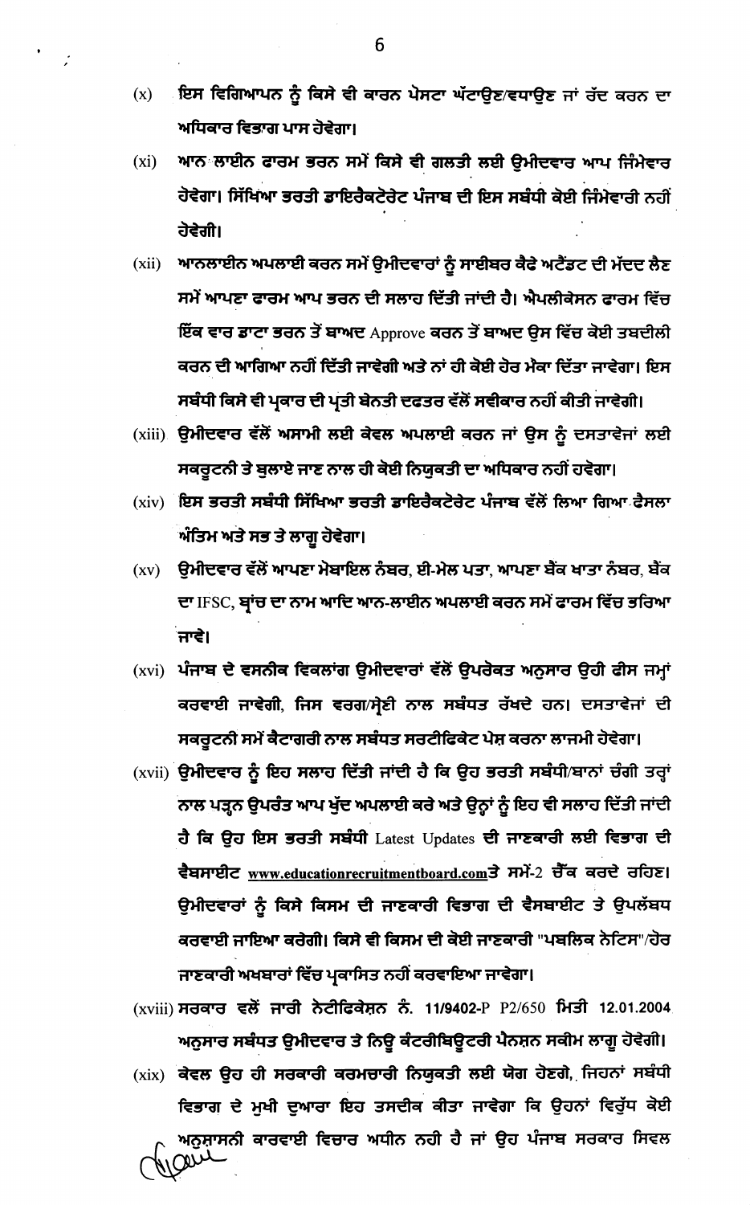(x) ਇਸ ਵਿਗਿਆਪਨ ਨੂੰ ਕਿਸੇ ਵੀ ਕਾਰਨ ਪੋਸਟਾ ਘੱਟਾਉਣ/ਵਧਾਉਣ ਜਾਂ ਰੱਦ ਕਰਨ ਦਾ ਅਧਿਕਾਰ ਵਿਭਾਗ ਪਾਸ ਹੋਵੇਗਾ।

(xi) ਆਨ ਲਾਈਨ ਫਾਰਮ ਭਰਨ ਸਮੇਂ ਕਿਸੇ ਵੀ ਗਲਤੀ ਲਈ ਉਮੀਦਵਾਰ ਆਪ ਜਿੰਮੇਵਾਰ ਹੋਵੇਗਾ। ਸਿੱਖਿਆ ਭਰਤੀ ਡਾਇਰੈਕਟੋਰੇਟ ਪੰਜਾਬ ਦੀ ਇਸ ਸਬੰਧੀ ਕੋਈ ਜਿੰਮੇਵਾਰੀ ਨਹੀਂ ਹੋਵੇਗੀ।

(xii) ਆਨਲਾਈਨ ਅਪਲਾਈ ਕਰਨ ਸਮੇਂ ਉਮੀਦਵਾਰਾਂ ਨੂੰ ਸਾਈਬਰ ਕੈਫੇ ਅਟੈਂਡਟ ਦੀ ਮੱਦਦ ਲੈਣ ਸਮੇਂ ਆਪਣਾ ਫਾਰਮ ਆਪ ਭਰਨ ਦੀ ਸਲਾਹ ਦਿੱਤੀ ਜਾਂਦੀ ਹੈ। ਐਪਲੀਕੇਸਨ ਫਾਰਮ ਵਿੱਚ ਇੱਕ ਵਾਰ ਡਾਟਾ ਭਰਨ ਤੋਂ ਬਾਅਦ Approve ਕਰਨ ਤੋਂ ਬਾਅਦ ਉਸ ਵਿੱਚ ਕੋਈ ਤਬਦੀਲੀ ਕਰਨ ਦੀ ਆਗਿਆ ਨਹੀਂ ਦਿੱਤੀ ਜਾਵੇਗੀ ਅਤੇ ਨਾਂ ਹੀ ਕੋਈ ਹੋਰ ਮੌਕਾ ਦਿੱਤਾ ਜਾਵੇਗਾ। ਇਸ ਸਬੰਧੀ ਕਿਸੇ ਵੀ ਪ੍ਰਕਾਰ ਦੀ ਪ੍ਰਤੀ ਬੇਨਤੀ ਦਫਤਰ ਵੱਲੋਂ ਸਵੀਕਾਰ ਨਹੀਂ ਕੀਤੀ ਜਾਵੇਗੀ।

(xiii) ਉਮੀਦਵਾਰ ਵੱਲੋਂ ਅਸਾਮੀ ਲਈ ਕੇਵਲ ਅਪਲਾਈ ਕਰਨ ਜਾਂ ਉਸ ਨੂੰ ਦਸਤਾਵੇਜਾਂ ਲਈ ਸਕਰੂਟਨੀ ਤੇ ਬੁਲਾਏ ਜਾਣ ਨਾਲ ਹੀ ਕੋਈ ਨਿਯੁਕਤੀ ਦਾ ਅਧਿਕਾਰ ਨਹੀਂ ਹੋਵੇਗਾ।

(xiv) ਇਸ ਭਰਤੀ ਸਬੰਧੀ ਸਿੱਖਿਆ ਭਰਤੀ ਡਾਇਰੈਕਟੋਰੇਟ ਪੰਜਾਬ ਵੱਲੋਂ ਲਿਆ ਗਿਆ ਫੈਸਲਾ ਅੰਤਿਮ ਅਤੇ ਸਭ ਤੇ ਲਾਗੂ ਹੋਵੇਗਾ।

(xv) ਉਮੀਦਵਾਰ ਵੱਲੋਂ ਆਪਣਾ ਮੋਬਾਇਲ ਨੰਬਰ, ਈ-ਮੇਲ ਪਤਾ, ਆਪਣਾ ਬੈਂਕ ਖਾਤਾ ਨੰਬਰ, ਬੈਂਕ ਦਾ IFSC, ਬ੍ਰਾਂਚ ਦਾ ਨਾਮ ਆਦਿ ਆਨ-ਲਾਈਨ ਅਪਲਾਈ ਕਰਨ ਸਮੇਂ ਫਾਰਮ ਵਿੱਚ ਭਰਿਆ ਜਾਵੇ।

(xvi) ਪੰਜਾਬ ਦੇ ਵਸਨੀਕ ਵਿਕਲਾਂਗ ਉਮੀਦਵਾਰਾਂ ਵੱਲੋਂ ਉਪਰੋਕਤ ਅਨੁਸਾਰ ਉਹੀ ਫੀਸ ਜਮ੍ਹਾਂ ਕਰਵਾਈ ਜਾਵੇਗੀ, ਜਿਸ ਵਰਗ/ਸ੍ਰੇਣੀ ਨਾਲ ਸਬੰਧਤ ਰੱਖਦੇ ਹਨ। ਦਸਤਾਵੇਜਾਂ ਦੀ ਸਕਰੂਟਨੀ ਸਮੇਂ ਕੈਟਾਗਰੀ ਨਾਲ ਸਬੰਧਤ ਸਰਟੀਫਿਕੇਟ ਪੇਸ਼ ਕਰਨਾ ਲਾਜਮੀ ਹੋਵੇਗਾ।

(xvii) ਉਮੀਦਵਾਰ ਨੂੰ ਇਹ ਸਲਾਹ ਦਿੱਤੀ ਜਾਂਦੀ ਹੈ ਕਿ ਉਹ ਭਰਤੀ ਸਬੰਧੀ/ਸ਼ਾਨਾਂ ਚੰਗੀ ਤਰ੍ਹਾਂ ਨਾਲ ਪੜ੍ਹਨ ਉਪਰੰਤ ਆਪ ਖੁੱਦ ਅਪਲਾਈ ਕਰੇ ਅਤੇ ਉਨ੍ਹਾਂ ਨੂੰ ਇਹ ਵੀ ਸਲਾਹ ਦਿੱਤੀ ਜਾਂਦੀ ਹੈ ਕਿ ਉਹ ਇਸ ਭਰਤੀ ਸਬੰਧੀ Latest Updates ਦੀ ਜਾਣਕਾਰੀ ਲਈ ਵਿਭਾਗ ਦੀ ਵੈਬਸਾਈਟ www.educationrecruitmentboard.comਤੇ ਸਮੇਂ-2 ਚੈੱਕ ਕਰਦੇ ਰਹਿਣ। ਉਮੀਦਵਾਰਾਂ ਨੂੰ ਕਿਸੇ ਕਿਸਮ ਦੀ ਜਾਣਕਾਰੀ ਵਿਭਾਗ ਦੀ ਵੈਸਬਾਈਟ ਤੇ ਉਪਲੱਬਧ ਕਰਵਾਈ ਜਾਇਆ ਕਰੇਗੀ। ਕਿਸੇ ਵੀ ਕਿਸਮ ਦੀ ਕੋਈ ਜਾਣਕਾਰੀ "ਪਬਲਿਕ ਨੋਟਿਸ"/ਹੋਰ ਜਾਣਕਾਰੀ ਅਖਬਾਰਾਂ ਵਿੱਚ ਪ੍ਰਕਾਸਿਤ ਨਹੀਂ ਕਰਵਾਇਆ ਜਾਵੇਗਾ।

(xviii) ਸਰਕਾਰ ਵੱਲੋਂ ਜਾਰੀ ਨੋਟੀਫਿਕੇਸ਼ਨ ਨੰ. 11/9402-P P2/650 ਮਿਤੀ 12.01.2004 ਅਨੁਸਾਰ ਸਬੰਧਤ ਉਮੀਦਵਾਰ ਤੇ ਨਿਊ ਕੰਟਰੀਬਿਊਟਰੀ ਪੈਨਸ਼ਨ ਸਕੀਮ ਲਾਗੂ ਹੋਵੇਗੀ।

(xix) ਕੇਵਲ ਉਹ ਹੀ ਸਰਕਾਰੀ ਕਰਮਚਾਰੀ ਨਿਯੁਕਤੀ ਲਈ ਯੋਗ ਹੋਣਗੇ, ਜਿਹਨਾਂ ਸਬੰਧੀ ਵਿਭਾਗ ਦੇ ਮੁਖੀ ਦੁਆਰਾ ਇਹ ਤਸਦੀਕ ਕੀਤਾ ਜਾਵੇਗਾ ਕਿ ਉਹਨਾਂ ਵਿਰੁੱਧ ਕੋਈ ਅਨੁਸ਼ਾਸਨੀ ਕਾਰਵਾਈ ਵਿਚਾਰ ਅਧੀਨ ਨਹੀ ਹੈ ਜਾਂ ਉਹ ਪੰਜਾਬ ਸਰਕਾਰ ਸਿਵਲ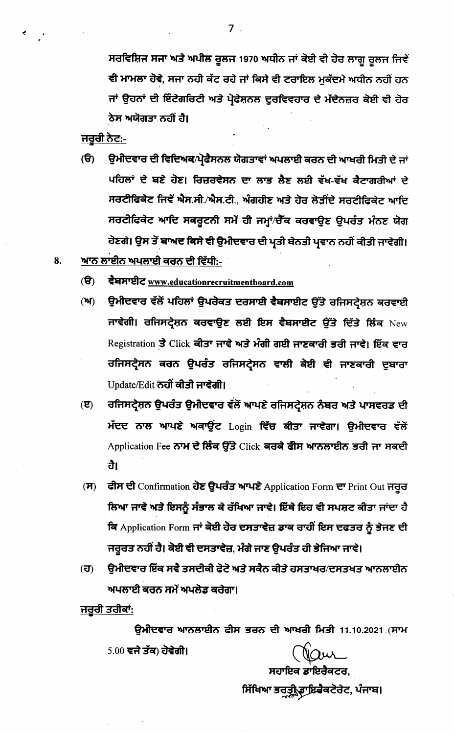ਸਰਵਿਸ਼ਿਜ਼ ਸਜਾ ਅਤੇ ਅਪੀਲ ਰੂਲਜ 1970 ਅਧੀਨ ਜਾਂ ਕੋਈ ਵੀ ਹੋਰ ਲਾਗੂ ਰੂਲਜ ਜਿਵੇਂ ਵੀ ਮਾਮਲਾ ਹੋਵੇ, ਸਜਾ ਨਹੀ ਕੱਟ ਰਹੇ ਜਾਂ ਕਿਸੇ ਵੀ ਟਰਾਇਲ ਮੁਕੱਦਮੇ ਅਧੀਨ ਨਹੀਂ ਹਨ ਜਾਂ ਉਹਨਾਂ ਦੀ ਇੰਟੇਗਰਿਟੀ ਅਤੇ ਪ੍ਰੋਫੇਸ਼ਨਲ ਦੁਰਵਿਵਹਾਰ ਦੇ ਮੱਦੇਨਜ਼ਰ ਕੋਈ ਵੀ ਹੋਰ ਠੋਸ ਅਯੋਗਤਾ ਨਹੀਂ ਹੈ।

**ਜ਼ਰੂਰੀ ਨੋਟ:-**

(ੳ) ਉਮੀਦਵਾਰ ਦੀ ਵਿਦਿਅਕ/ਪ੍ਰੋਫੈਸਨਲ ਯੋਗਤਾਵਾਂ ਅਪਲਾਈ ਕਰਨ ਦੀ ਆਖਰੀ ਮਿਤੀ ਦੇ ਜਾਂ ਪਹਿਲਾਂ ਦੇ ਬਣੇ ਹੋਣ। ਰਿਜ਼ਰਵੇਸਨ ਦਾ ਲਾਭ ਲੈਣ ਲਈ ਵੱਖ-ਵੱਖ ਕੈਟਾਗਰੀਆਂ ਦੇ ਸਰਟੀਫਿਕੇਟ ਜਿਵੇਂ ਐਸ.ਸੀ./ਐਸ.ਟੀ., ਅੰਗਹੀਣ ਅਤੇ ਹੋਰ ਲੋੜੀਂਦੇ ਸਰਟੀਫਿਕੇਟ ਆਦਿ ਸਰਟੀਫਿਕੇਟ ਆਦਿ ਸਕਰੂਟਨੀ ਸਮੇਂ ਹੀ ਜਮ੍ਹਾਂ/ਚੈੱਕ ਕਰਵਾਉਣ ਉਪਰੰਤ ਮੰਨਣ ਯੋਗ ਹੋਣਗੇ। ਉਸ ਤੋਂ ਬਾਅਦ ਕਿਸੇ ਵੀ ਉਮੀਦਵਾਰ ਦੀ ਪ੍ਰਤੀ ਬੇਨਤੀ ਪ੍ਰਵਾਨ ਨਹੀਂ ਕੀਤੀ ਜਾਵੇਗੀ।

8. **ਆਨ ਲਾਈਨ ਅਪਲਾਈ ਕਰਨ ਦੀ ਵਿੱਧੀ:-**

(ੳ) ਵੈਬਸਾਈਟ www.educationrecruitmentboard.com

(ਅ) ਉਮੀਦਵਾਰ ਵੱਲੋਂ ਪਹਿਲਾਂ ਉਪਰੋਕਤ ਦਰਸਾਈ ਵੈਬਸਾਈਟ ਉੱਤੇ ਰਜਿਸਟ੍ਰੇਸ਼ਨ ਕਰਵਾਈ ਜਾਵੇਗੀ। ਰਜਿਸਟ੍ਰੇਸ਼ਨ ਕਰਵਾਉਣ ਲਈ ਇਸ ਵੈਬਸਾਈਟ ਉੱਤੇ ਦਿੱਤੇ ਲਿੰਕ New Registration ਤੇ Click ਕੀਤਾ ਜਾਵੇ ਅਤੇ ਮੰਗੀ ਗਈ ਜਾਣਕਾਰੀ ਭਰੀ ਜਾਵੇ। ਇੱਕ ਵਾਰ ਰਜਿਸਟ੍ਰੇਸਨ ਕਰਨ ਉਪਰੰਤ ਰਜਿਸਟ੍ਰੇਸ਼ਨ ਵਾਲੀ ਕੋਈ ਵੀ ਜਾਣਕਾਰੀ ਦੁਬਾਰਾ Update/Edit ਨਹੀਂ ਕੀਤੀ ਜਾਵੇਗੀ।

(ੲ) ਰਜਿਸਟ੍ਰੇਸ਼ਨ ਉਪਰੰਤ ਉਮੀਦਵਾਰ ਵੱਲੋਂ ਆਪਣੇ ਰਜਿਸਟ੍ਰੇਸ਼ਨ ਨੰਬਰ ਅਤੇ ਪਾਸਵਰਡ ਦੀ ਮੱਦਦ ਨਾਲ ਆਪਣੇ ਅਕਾਉਂਟ Login ਵਿੱਚ ਕੀਤਾ ਜਾਵੇਗਾ। ਉਮੀਦਵਾਰ ਵੱਲੋਂ Application Fee ਨਾਮ ਦੇ ਲਿੰਕ ਉੱਤੇ Click ਕਰਕੇ ਫੀਸ ਆਨਲਾਈਨ ਭਰੀ ਜਾ ਸਕਦੀ ਹੈ।

(ਸ) ਫੀਸ ਦੀ Confirmation ਹੋਣ ਉਪਰੰਤ ਆਪਣੇ Application Form ਦਾ Print Out ਜਰੂਰ ਲਿਆ ਜਾਵੇ ਅਤੇ ਇਸਨੂੰ ਸੰਭਾਲ ਕੇ ਰੱਖਿਆ ਜਾਵੇ। ਇੱਥੇ ਇਹ ਵੀ ਸਪਸ਼ਟ ਕੀਤਾ ਜਾਂਦਾ ਹੈ ਕਿ Application Form ਜਾਂ ਕੋਈ ਹੋਰ ਦਸਤਾਵੇਜ਼ ਡਾਕ ਰਾਹੀਂ ਇਸ ਦਫਤਰ ਨੂੰ ਭੇਜਣ ਦੀ ਜਰੂਰਤ ਨਹੀਂ ਹੈ। ਕੋਈ ਵੀ ਦਸਤਾਵੇਜ਼, ਮੰਗੇ ਜਾਣ ਉਪਰੰਤ ਹੀ ਭੇਜਿਆ ਜਾਵੇ।

(ਹ) ਉਮੀਦਵਾਰ ਇੱਕ ਸਵੈ ਤਸਦੀਕੀ ਫੋਟੋ ਅਤੇ ਸਕੈਨ ਕੀਤੇ ਹਸਤਾਖਰ/ਦਸਤਖਤ ਆਨਲਾਈਨ ਅਪਲਾਈ ਕਰਨ ਸਮੇਂ ਅਪਲੋਡ ਕਰੇਗਾ।

**ਜ਼ਰੂਰੀ ਤਰੀਕਾਂ:**

ਉਮੀਦਵਾਰ ਆਨਲਾਈਨ ਫੀਸ ਭਰਨ ਦੀ ਆਖਰੀ ਮਿਤੀ 11.10.2021 (ਸਾਮ 5.00 ਵਜੇ ਤੱਕ) ਹੋਵੇਗੀ।

ਸਹਾਇਕ ਡਾਇਰੈਕਟਰ,  
ਸਿੱਖਿਆ ਭਰਤੀ ਡਾਇਰੈਕਟੋਰੇਟ, ਪੰਜਾਬ।